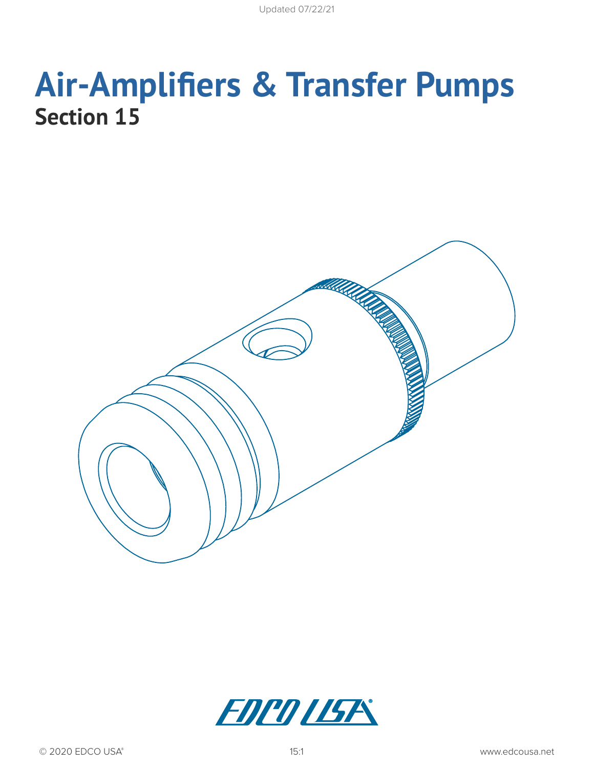Updated 07/22/21

# Air-Amplifiers & Transfer Pumps

## Section 15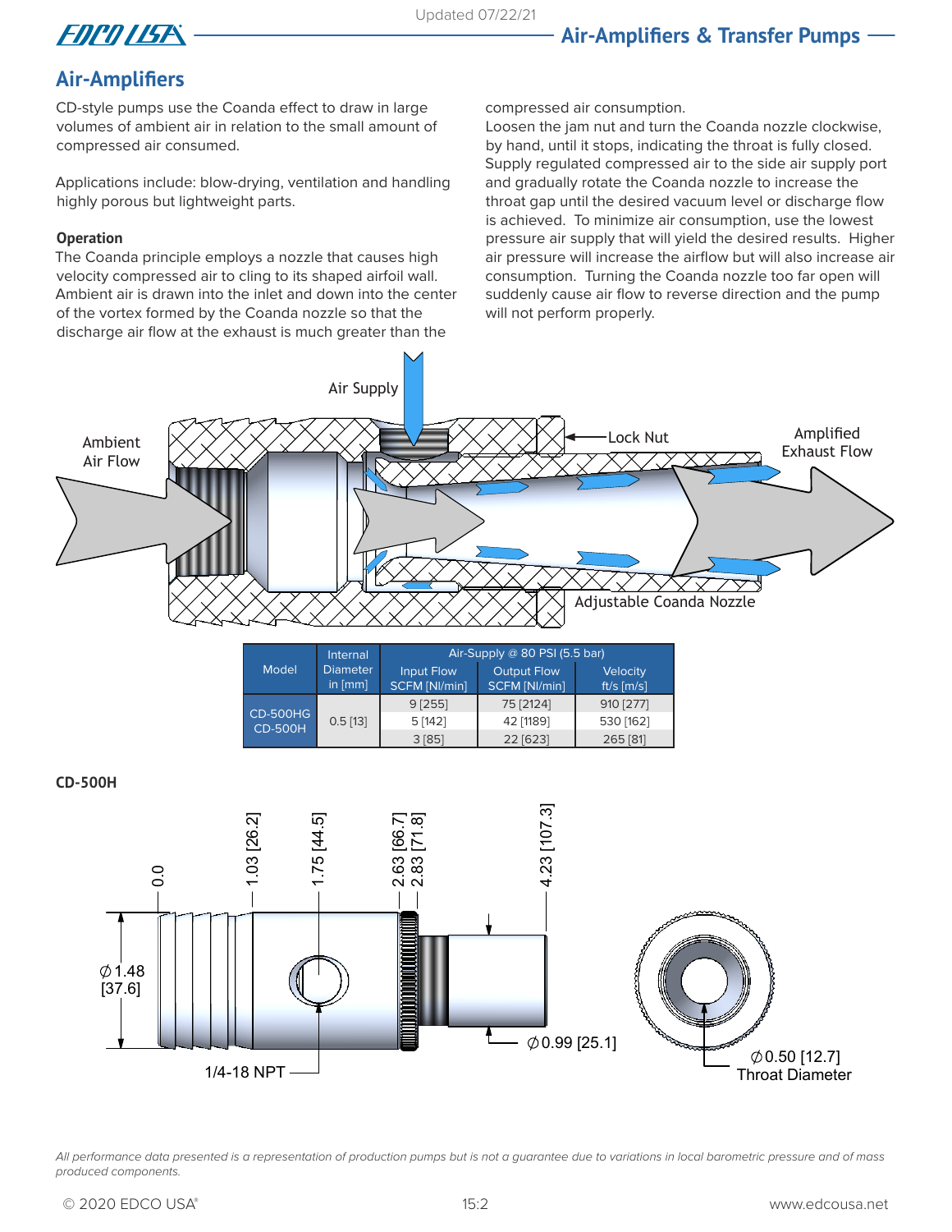## Air-Amplifiers

CD-style pumps use the Coanda effect to draw in large volumes of ambient air in relation to the small amount of compressed air consumed.

Applications include: blow-drying, ventilation and handling highly porous but lightweight parts.

**Operation**

The Coanda principle employs a nozzle that causes high velocity compressed air to cling to its shaped airfoil wall. Ambient air is drawn into the inlet and down into the center of the vortex formed by the Coanda nozzle so that the discharge air flow at the exhaust is much greater than the compressed air consumption.

Loosen the jam nut and turn the Coanda nozzle clockwise, by hand, until it stops, indicating the throat is fully closed. Supply regulated compressed air to the side air supply port and gradually rotate the Coanda nozzle to increase the throat gap until the desired vacuum level or discharge flow is achieved. To minimize air consumption, use the lowest pressure air supply that will yield the desired results. Higher air pressure will increase the airflow but will also increase air consumption. Turning the Coanda nozzle too far open will suddenly cause air flow to reverse direction and the pump will not perform properly.

Air Supply

Ambient Air Flow

Lock Nut

Amplified Exhaust Flow

Adjustable Coanda Nozzle

| Model | Internal Diameter in [mm] | Air-Supply @ 80 PSI (5.5 bar) | | |
|---|---|---|---|---|
| | | Input Flow SCFM [Nl/min] | Output Flow SCFM [Nl/min] | Velocity ft/s [m/s] |
| CD-500HG CD-500H | 0.5 [13] | 9 [255] | 75 [2124] | 910 [277] |
| | | 5 [142] | 42 [1189] | 530 [162] |
| | | 3 [85] | 22 [623] | 265 [81] |

**CD-500H**

0.0

1.03 [26.2]

1.75 [44.5]

2.63 [66.7]

2.83 [71.8]

4.23 [107.3]

∅1.48 [37.6]

1/4-18 NPT

∅0.99 [25.1]

∅0.50 [12.7] Throat Diameter

*All performance data presented is a representation of production pumps but is not a guarantee due to variations in local barometric pressure and of mass produced components.*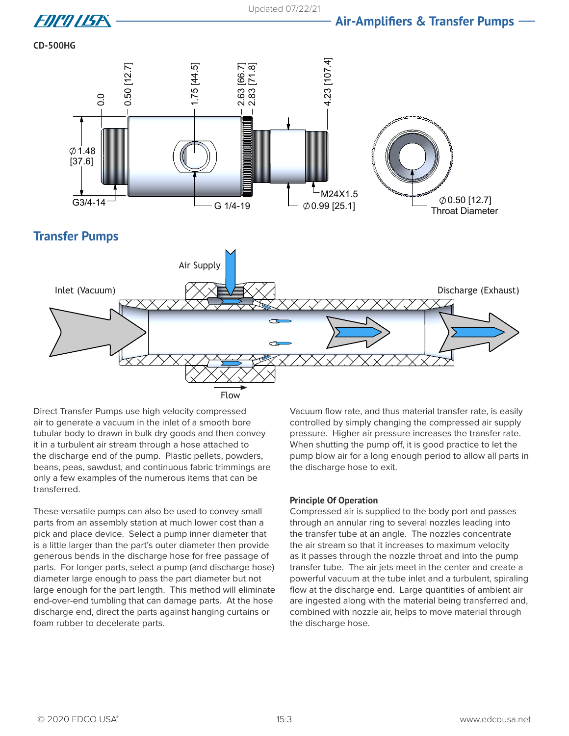**CD-500HG**

0.0
0.50 [12.7]
1.75 [44.5]
2.63 [66.7]
2.83 [71.8]
4.23 [107.4]

∅1.48 [37.6]

G3/4-14

G 1/4-19

M24X1.5

∅0.99 [25.1]

∅0.50 [12.7]
Throat Diameter

## Transfer Pumps

Air Supply

Inlet (Vacuum)

Discharge (Exhaust)

Flow

Direct Transfer Pumps use high velocity compressed air to generate a vacuum in the inlet of a smooth bore tubular body to drawn in bulk dry goods and then convey it in a turbulent air stream through a hose attached to the discharge end of the pump. Plastic pellets, powders, beans, peas, sawdust, and continuous fabric trimmings are only a few examples of the numerous items that can be transferred.

These versatile pumps can also be used to convey small parts from an assembly station at much lower cost than a pick and place device. Select a pump inner diameter that is a little larger than the part's outer diameter then provide generous bends in the discharge hose for free passage of parts. For longer parts, select a pump (and discharge hose) diameter large enough to pass the part diameter but not large enough for the part length. This method will eliminate end-over-end tumbling that can damage parts. At the hose discharge end, direct the parts against hanging curtains or foam rubber to decelerate parts.

Vacuum flow rate, and thus material transfer rate, is easily controlled by simply changing the compressed air supply pressure. Higher air pressure increases the transfer rate. When shutting the pump off, it is good practice to let the pump blow air for a long enough period to allow all parts in the discharge hose to exit.

**Principle Of Operation**

Compressed air is supplied to the body port and passes through an annular ring to several nozzles leading into the transfer tube at an angle. The nozzles concentrate the air stream so that it increases to maximum velocity as it passes through the nozzle throat and into the pump transfer tube. The air jets meet in the center and create a powerful vacuum at the tube inlet and a turbulent, spiraling flow at the discharge end. Large quantities of ambient air are ingested along with the material being transferred and, combined with nozzle air, helps to move material through the discharge hose.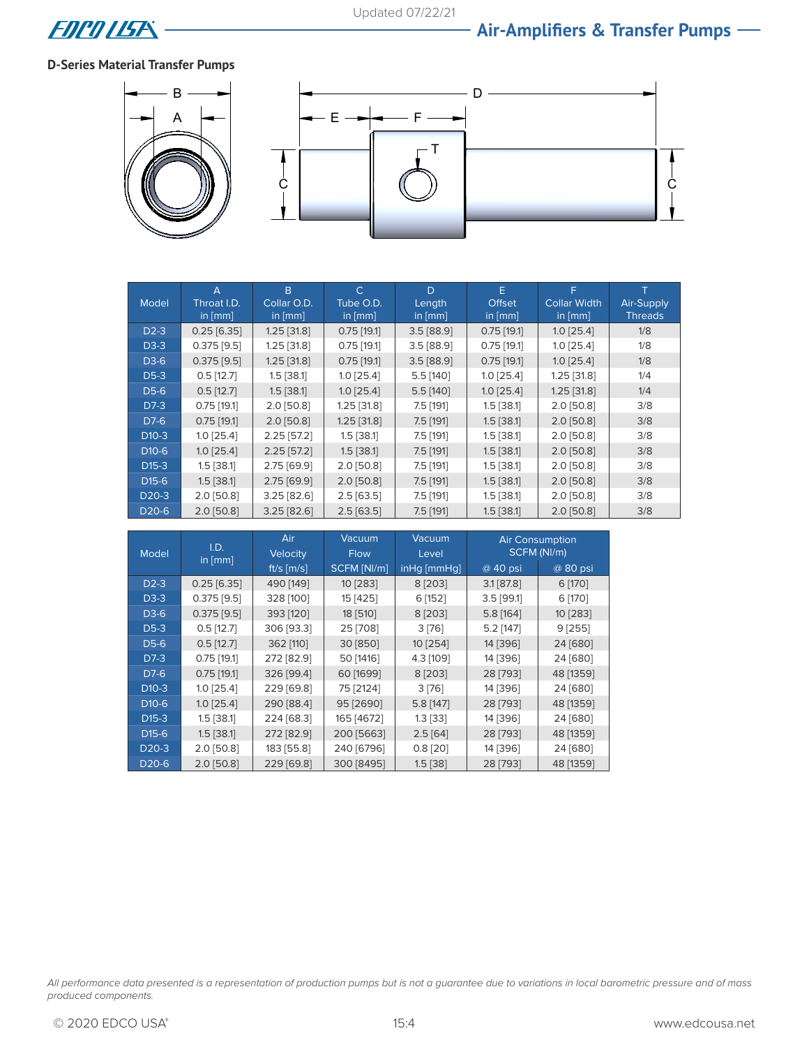## D-Series Material Transfer Pumps

| Model | A Throat I.D. in [mm] | B Collar O.D. in [mm] | C Tube O.D. in [mm] | D Length in [mm] | E Offset in [mm] | F Collar Width in [mm] | T Air-Supply Threads |
|---|---|---|---|---|---|---|---|
| D2-3 | 0.25 [6.35] | 1.25 [31.8] | 0.75 [19.1] | 3.5 [88.9] | 0.75 [19.1] | 1.0 [25.4] | 1/8 |
| D3-3 | 0.375 [9.5] | 1.25 [31.8] | 0.75 [19.1] | 3.5 [88.9] | 0.75 [19.1] | 1.0 [25.4] | 1/8 |
| D3-6 | 0.375 [9.5] | 1.25 [31.8] | 0.75 [19.1] | 3.5 [88.9] | 0.75 [19.1] | 1.0 [25.4] | 1/8 |
| D5-3 | 0.5 [12.7] | 1.5 [38.1] | 1.0 [25.4] | 5.5 [140] | 1.0 [25.4] | 1.25 [31.8] | 1/4 |
| D5-6 | 0.5 [12.7] | 1.5 [38.1] | 1.0 [25.4] | 5.5 [140] | 1.0 [25.4] | 1.25 [31.8] | 1/4 |
| D7-3 | 0.75 [19.1] | 2.0 [50.8] | 1.25 [31.8] | 7.5 [191] | 1.5 [38.1] | 2.0 [50.8] | 3/8 |
| D7-6 | 0.75 [19.1] | 2.0 [50.8] | 1.25 [31.8] | 7.5 [191] | 1.5 [38.1] | 2.0 [50.8] | 3/8 |
| D10-3 | 1.0 [25.4] | 2.25 [57.2] | 1.5 [38.1] | 7.5 [191] | 1.5 [38.1] | 2.0 [50.8] | 3/8 |
| D10-6 | 1.0 [25.4] | 2.25 [57.2] | 1.5 [38.1] | 7.5 [191] | 1.5 [38.1] | 2.0 [50.8] | 3/8 |
| D15-3 | 1.5 [38.1] | 2.75 [69.9] | 2.0 [50.8] | 7.5 [191] | 1.5 [38.1] | 2.0 [50.8] | 3/8 |
| D15-6 | 1.5 [38.1] | 2.75 [69.9] | 2.0 [50.8] | 7.5 [191] | 1.5 [38.1] | 2.0 [50.8] | 3/8 |
| D20-3 | 2.0 [50.8] | 3.25 [82.6] | 2.5 [63.5] | 7.5 [191] | 1.5 [38.1] | 2.0 [50.8] | 3/8 |
| D20-6 | 2.0 [50.8] | 3.25 [82.6] | 2.5 [63.5] | 7.5 [191] | 1.5 [38.1] | 2.0 [50.8] | 3/8 |

| Model | I.D. in [mm] | Air Velocity ft/s [m/s] | Vacuum Flow SCFM [Nl/m] | Vacuum Level inHg [mmHg] | Air Consumption SCFM (Nl/m) | |
|---|---|---|---|---|---|---|
| | | | | | @ 40 psi | @ 80 psi |
| D2-3 | 0.25 [6.35] | 490 [149] | 10 [283] | 8 [203] | 3.1 [87.8] | 6 [170] |
| D3-3 | 0.375 [9.5] | 328 [100] | 15 [425] | 6 [152] | 3.5 [99.1] | 6 [170] |
| D3-6 | 0.375 [9.5] | 393 [120] | 18 [510] | 8 [203] | 5.8 [164] | 10 [283] |
| D5-3 | 0.5 [12.7] | 306 [93.3] | 25 [708] | 3 [76] | 5.2 [147] | 9 [255] |
| D5-6 | 0.5 [12.7] | 362 [110] | 30 [850] | 10 [254] | 14 [396] | 24 [680] |
| D7-3 | 0.75 [19.1] | 272 [82.9] | 50 [1416] | 4.3 [109] | 14 [396] | 24 [680] |
| D7-6 | 0.75 [19.1] | 326 [99.4] | 60 [1699] | 8 [203] | 28 [793] | 48 [1359] |
| D10-3 | 1.0 [25.4] | 229 [69.8] | 75 [2124] | 3 [76] | 14 [396] | 24 [680] |
| D10-6 | 1.0 [25.4] | 290 [88.4] | 95 [2690] | 5.8 [147] | 28 [793] | 48 [1359] |
| D15-3 | 1.5 [38.1] | 224 [68.3] | 165 [4672] | 1.3 [33] | 14 [396] | 24 [680] |
| D15-6 | 1.5 [38.1] | 272 [82.9] | 200 [5663] | 2.5 [64] | 28 [793] | 48 [1359] |
| D20-3 | 2.0 [50.8] | 183 [55.8] | 240 [6796] | 0.8 [20] | 14 [396] | 24 [680] |
| D20-6 | 2.0 [50.8] | 229 [69.8] | 300 [8495] | 1.5 [38] | 28 [793] | 48 [1359] |

*All performance data presented is a representation of production pumps but is not a guarantee due to variations in local barometric pressure and of mass produced components.*